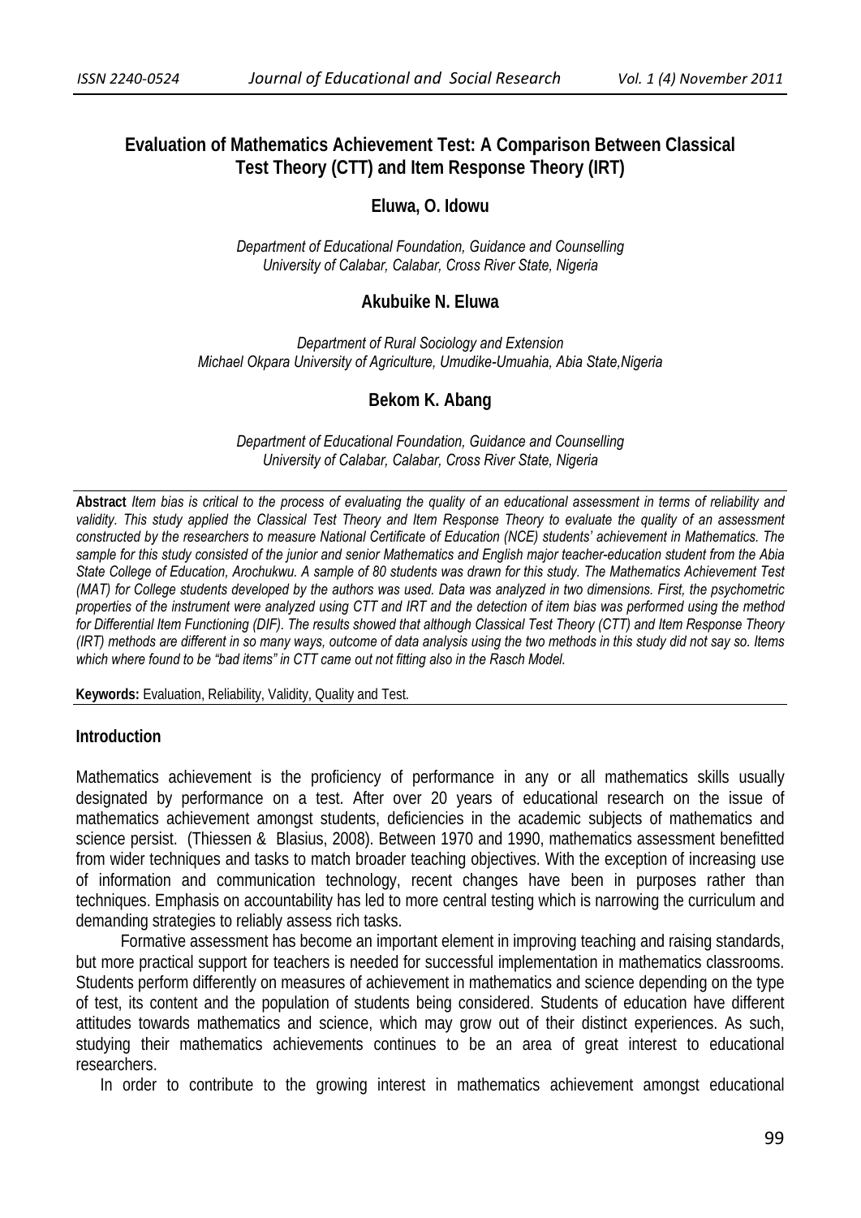# Evaluation of Mathematics Achievement Test: A Comparison Between Classical Test Theory (CTT) and Item Response Theory (IRT)

**Eluwa, O. Idowu**

*Department of Educational Foundation, Guidance and Counselling*
*University of Calabar, Calabar, Cross River State, Nigeria*

**Akubuike N. Eluwa**

*Department of Rural Sociology and Extension*
*Michael Okpara University of Agriculture, Umudike-Umuahia, Abia State,Nigeria*

**Bekom K. Abang**

*Department of Educational Foundation, Guidance and Counselling*
*University of Calabar, Calabar, Cross River State, Nigeria*

**Abstract** *Item bias is critical to the process of evaluating the quality of an educational assessment in terms of reliability and validity. This study applied the Classical Test Theory and Item Response Theory to evaluate the quality of an assessment constructed by the researchers to measure National Certificate of Education (NCE) students' achievement in Mathematics. The sample for this study consisted of the junior and senior Mathematics and English major teacher-education student from the Abia State College of Education, Arochukwu. A sample of 80 students was drawn for this study. The Mathematics Achievement Test (MAT) for College students developed by the authors was used. Data was analyzed in two dimensions. First, the psychometric properties of the instrument were analyzed using CTT and IRT and the detection of item bias was performed using the method for Differential Item Functioning (DIF). The results showed that although Classical Test Theory (CTT) and Item Response Theory (IRT) methods are different in so many ways, outcome of data analysis using the two methods in this study did not say so. Items which where found to be "bad items" in CTT came out not fitting also in the Rasch Model.*

**Keywords:** Evaluation, Reliability, Validity, Quality and Test.

## Introduction

Mathematics achievement is the proficiency of performance in any or all mathematics skills usually designated by performance on a test. After over 20 years of educational research on the issue of mathematics achievement amongst students, deficiencies in the academic subjects of mathematics and science persist. (Thiessen & Blasius, 2008). Between 1970 and 1990, mathematics assessment benefitted from wider techniques and tasks to match broader teaching objectives. With the exception of increasing use of information and communication technology, recent changes have been in purposes rather than techniques. Emphasis on accountability has led to more central testing which is narrowing the curriculum and demanding strategies to reliably assess rich tasks.

Formative assessment has become an important element in improving teaching and raising standards, but more practical support for teachers is needed for successful implementation in mathematics classrooms. Students perform differently on measures of achievement in mathematics and science depending on the type of test, its content and the population of students being considered. Students of education have different attitudes towards mathematics and science, which may grow out of their distinct experiences. As such, studying their mathematics achievements continues to be an area of great interest to educational researchers.

In order to contribute to the growing interest in mathematics achievement amongst educational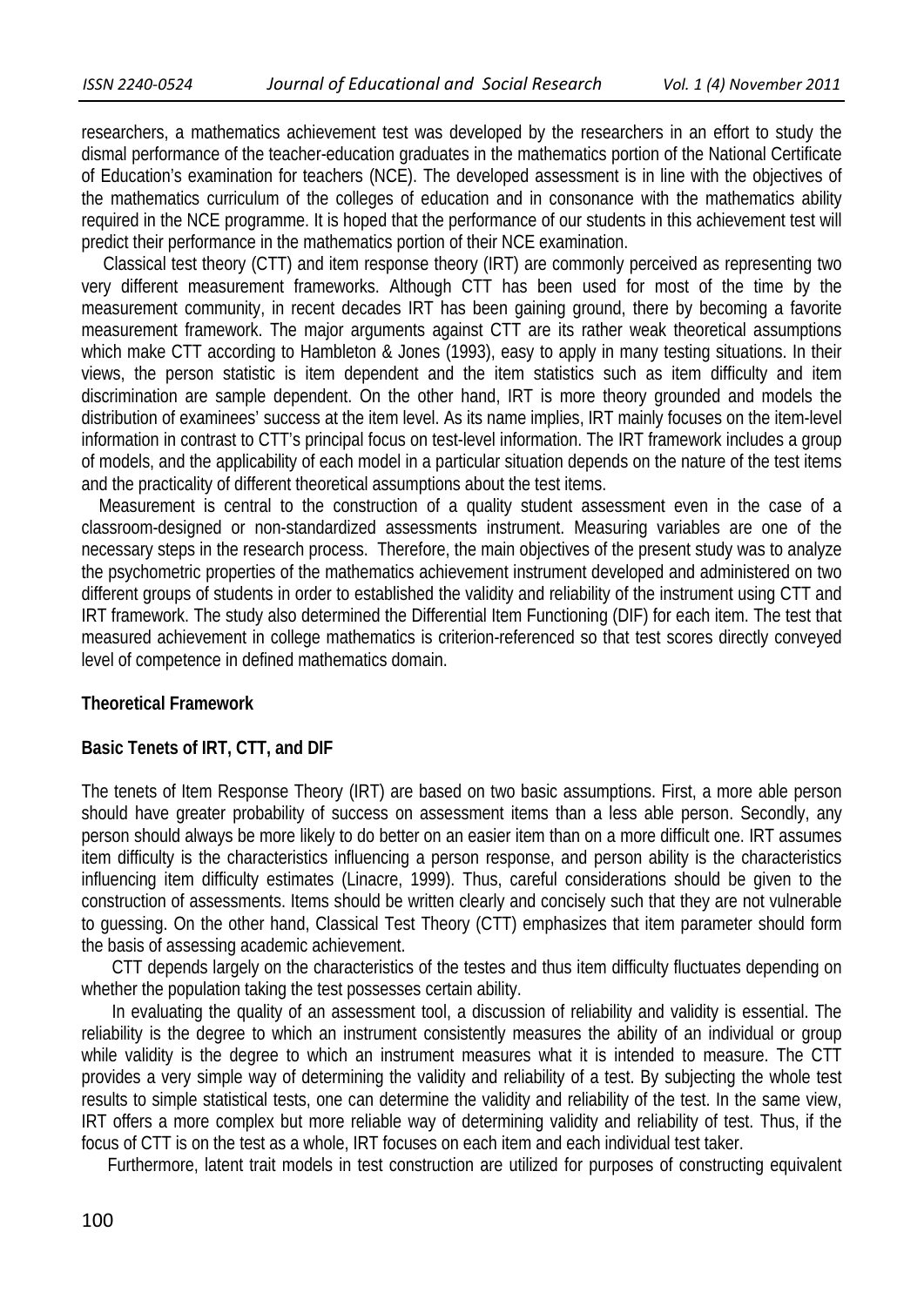researchers, a mathematics achievement test was developed by the researchers in an effort to study the dismal performance of the teacher-education graduates in the mathematics portion of the National Certificate of Education's examination for teachers (NCE). The developed assessment is in line with the objectives of the mathematics curriculum of the colleges of education and in consonance with the mathematics ability required in the NCE programme. It is hoped that the performance of our students in this achievement test will predict their performance in the mathematics portion of their NCE examination.

Classical test theory (CTT) and item response theory (IRT) are commonly perceived as representing two very different measurement frameworks. Although CTT has been used for most of the time by the measurement community, in recent decades IRT has been gaining ground, there by becoming a favorite measurement framework. The major arguments against CTT are its rather weak theoretical assumptions which make CTT according to Hambleton & Jones (1993), easy to apply in many testing situations. In their views, the person statistic is item dependent and the item statistics such as item difficulty and item discrimination are sample dependent. On the other hand, IRT is more theory grounded and models the distribution of examinees' success at the item level. As its name implies, IRT mainly focuses on the item-level information in contrast to CTT's principal focus on test-level information. The IRT framework includes a group of models, and the applicability of each model in a particular situation depends on the nature of the test items and the practicality of different theoretical assumptions about the test items.

Measurement is central to the construction of a quality student assessment even in the case of a classroom-designed or non-standardized assessments instrument. Measuring variables are one of the necessary steps in the research process. Therefore, the main objectives of the present study was to analyze the psychometric properties of the mathematics achievement instrument developed and administered on two different groups of students in order to established the validity and reliability of the instrument using CTT and IRT framework. The study also determined the Differential Item Functioning (DIF) for each item. The test that measured achievement in college mathematics is criterion-referenced so that test scores directly conveyed level of competence in defined mathematics domain.

## Theoretical Framework

### Basic Tenets of IRT, CTT, and DIF

The tenets of Item Response Theory (IRT) are based on two basic assumptions. First, a more able person should have greater probability of success on assessment items than a less able person. Secondly, any person should always be more likely to do better on an easier item than on a more difficult one. IRT assumes item difficulty is the characteristics influencing a person response, and person ability is the characteristics influencing item difficulty estimates (Linacre, 1999). Thus, careful considerations should be given to the construction of assessments. Items should be written clearly and concisely such that they are not vulnerable to guessing. On the other hand, Classical Test Theory (CTT) emphasizes that item parameter should form the basis of assessing academic achievement.

CTT depends largely on the characteristics of the testes and thus item difficulty fluctuates depending on whether the population taking the test possesses certain ability.

In evaluating the quality of an assessment tool, a discussion of reliability and validity is essential. The reliability is the degree to which an instrument consistently measures the ability of an individual or group while validity is the degree to which an instrument measures what it is intended to measure. The CTT provides a very simple way of determining the validity and reliability of a test. By subjecting the whole test results to simple statistical tests, one can determine the validity and reliability of the test. In the same view, IRT offers a more complex but more reliable way of determining validity and reliability of test. Thus, if the focus of CTT is on the test as a whole, IRT focuses on each item and each individual test taker.

Furthermore, latent trait models in test construction are utilized for purposes of constructing equivalent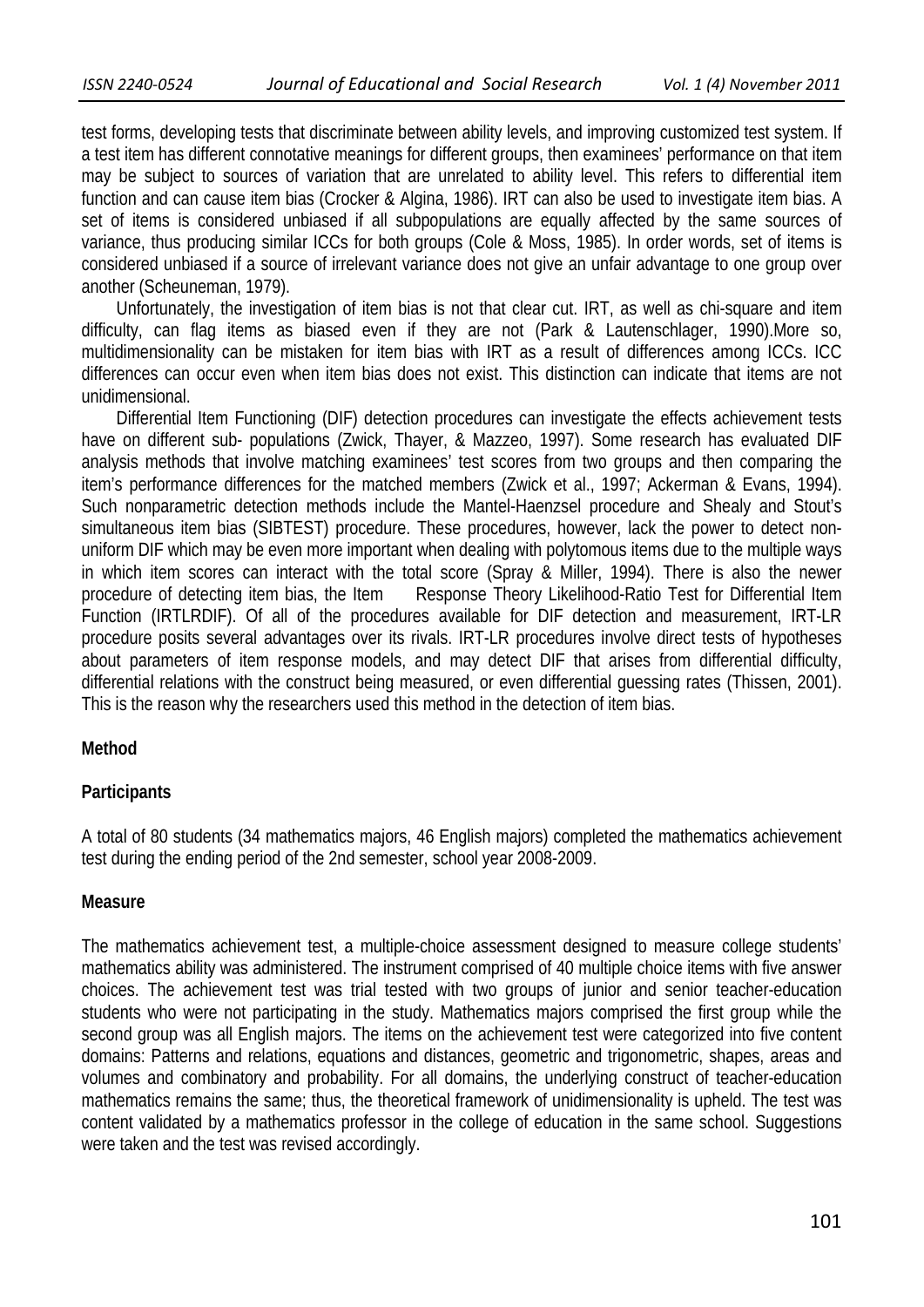test forms, developing tests that discriminate between ability levels, and improving customized test system. If a test item has different connotative meanings for different groups, then examinees' performance on that item may be subject to sources of variation that are unrelated to ability level. This refers to differential item function and can cause item bias (Crocker & Algina, 1986). IRT can also be used to investigate item bias. A set of items is considered unbiased if all subpopulations are equally affected by the same sources of variance, thus producing similar ICCs for both groups (Cole & Moss, 1985). In order words, set of items is considered unbiased if a source of irrelevant variance does not give an unfair advantage to one group over another (Scheuneman, 1979).

Unfortunately, the investigation of item bias is not that clear cut. IRT, as well as chi-square and item difficulty, can flag items as biased even if they are not (Park & Lautenschlager, 1990).More so, multidimensionality can be mistaken for item bias with IRT as a result of differences among ICCs. ICC differences can occur even when item bias does not exist. This distinction can indicate that items are not unidimensional.

Differential Item Functioning (DIF) detection procedures can investigate the effects achievement tests have on different sub- populations (Zwick, Thayer, & Mazzeo, 1997). Some research has evaluated DIF analysis methods that involve matching examinees' test scores from two groups and then comparing the item's performance differences for the matched members (Zwick et al., 1997; Ackerman & Evans, 1994). Such nonparametric detection methods include the Mantel-Haenzsel procedure and Shealy and Stout's simultaneous item bias (SIBTEST) procedure. These procedures, however, lack the power to detect non-uniform DIF which may be even more important when dealing with polytomous items due to the multiple ways in which item scores can interact with the total score (Spray & Miller, 1994). There is also the newer procedure of detecting item bias, the Item Response Theory Likelihood-Ratio Test for Differential Item Function (IRTLRDIF). Of all of the procedures available for DIF detection and measurement, IRT-LR procedure posits several advantages over its rivals. IRT-LR procedures involve direct tests of hypotheses about parameters of item response models, and may detect DIF that arises from differential difficulty, differential relations with the construct being measured, or even differential guessing rates (Thissen, 2001). This is the reason why the researchers used this method in the detection of item bias.

## Method

### Participants

A total of 80 students (34 mathematics majors, 46 English majors) completed the mathematics achievement test during the ending period of the 2nd semester, school year 2008-2009.

### Measure

The mathematics achievement test, a multiple-choice assessment designed to measure college students' mathematics ability was administered. The instrument comprised of 40 multiple choice items with five answer choices. The achievement test was trial tested with two groups of junior and senior teacher-education students who were not participating in the study. Mathematics majors comprised the first group while the second group was all English majors. The items on the achievement test were categorized into five content domains: Patterns and relations, equations and distances, geometric and trigonometric, shapes, areas and volumes and combinatory and probability. For all domains, the underlying construct of teacher-education mathematics remains the same; thus, the theoretical framework of unidimensionality is upheld. The test was content validated by a mathematics professor in the college of education in the same school. Suggestions were taken and the test was revised accordingly.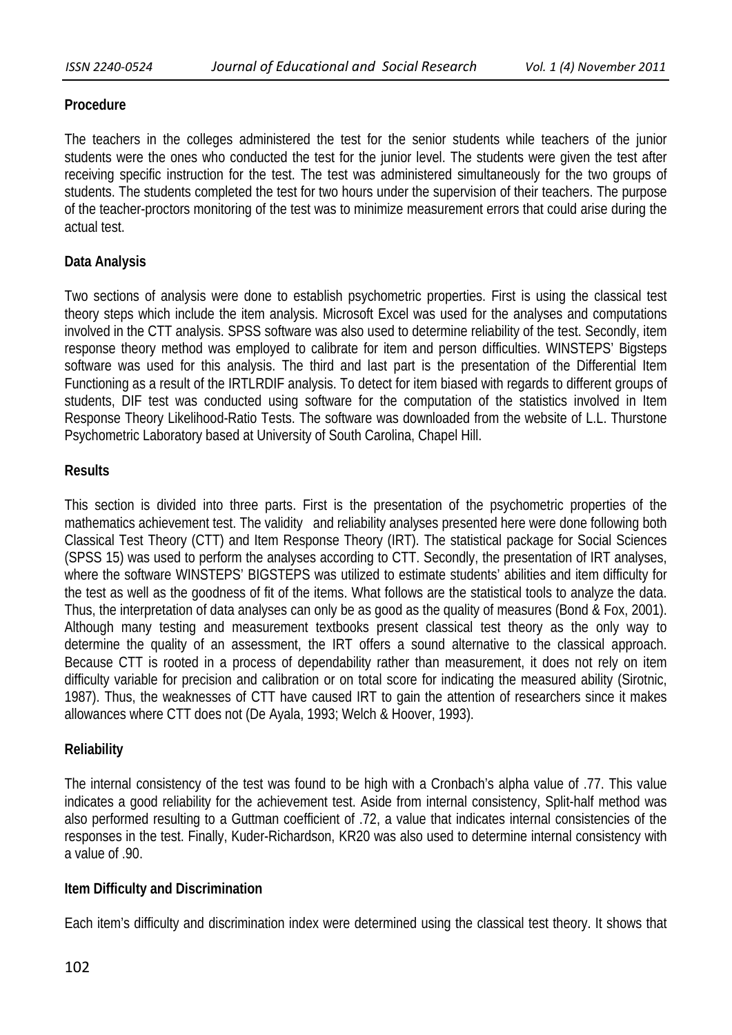**Procedure**

The teachers in the colleges administered the test for the senior students while teachers of the junior students were the ones who conducted the test for the junior level. The students were given the test after receiving specific instruction for the test. The test was administered simultaneously for the two groups of students. The students completed the test for two hours under the supervision of their teachers. The purpose of the teacher-proctors monitoring of the test was to minimize measurement errors that could arise during the actual test.

**Data Analysis**

Two sections of analysis were done to establish psychometric properties. First is using the classical test theory steps which include the item analysis. Microsoft Excel was used for the analyses and computations involved in the CTT analysis. SPSS software was also used to determine reliability of the test. Secondly, item response theory method was employed to calibrate for item and person difficulties. WINSTEPS' Bigsteps software was used for this analysis. The third and last part is the presentation of the Differential Item Functioning as a result of the IRTLRDIF analysis. To detect for item biased with regards to different groups of students, DIF test was conducted using software for the computation of the statistics involved in Item Response Theory Likelihood-Ratio Tests. The software was downloaded from the website of L.L. Thurstone Psychometric Laboratory based at University of South Carolina, Chapel Hill.

**Results**

This section is divided into three parts. First is the presentation of the psychometric properties of the mathematics achievement test. The validity and reliability analyses presented here were done following both Classical Test Theory (CTT) and Item Response Theory (IRT). The statistical package for Social Sciences (SPSS 15) was used to perform the analyses according to CTT. Secondly, the presentation of IRT analyses, where the software WINSTEPS' BIGSTEPS was utilized to estimate students' abilities and item difficulty for the test as well as the goodness of fit of the items. What follows are the statistical tools to analyze the data. Thus, the interpretation of data analyses can only be as good as the quality of measures (Bond & Fox, 2001). Although many testing and measurement textbooks present classical test theory as the only way to determine the quality of an assessment, the IRT offers a sound alternative to the classical approach. Because CTT is rooted in a process of dependability rather than measurement, it does not rely on item difficulty variable for precision and calibration or on total score for indicating the measured ability (Sirotnic, 1987). Thus, the weaknesses of CTT have caused IRT to gain the attention of researchers since it makes allowances where CTT does not (De Ayala, 1993; Welch & Hoover, 1993).

**Reliability**

The internal consistency of the test was found to be high with a Cronbach's alpha value of .77. This value indicates a good reliability for the achievement test. Aside from internal consistency, Split-half method was also performed resulting to a Guttman coefficient of .72, a value that indicates internal consistencies of the responses in the test. Finally, Kuder-Richardson, KR20 was also used to determine internal consistency with a value of .90.

**Item Difficulty and Discrimination**

Each item's difficulty and discrimination index were determined using the classical test theory. It shows that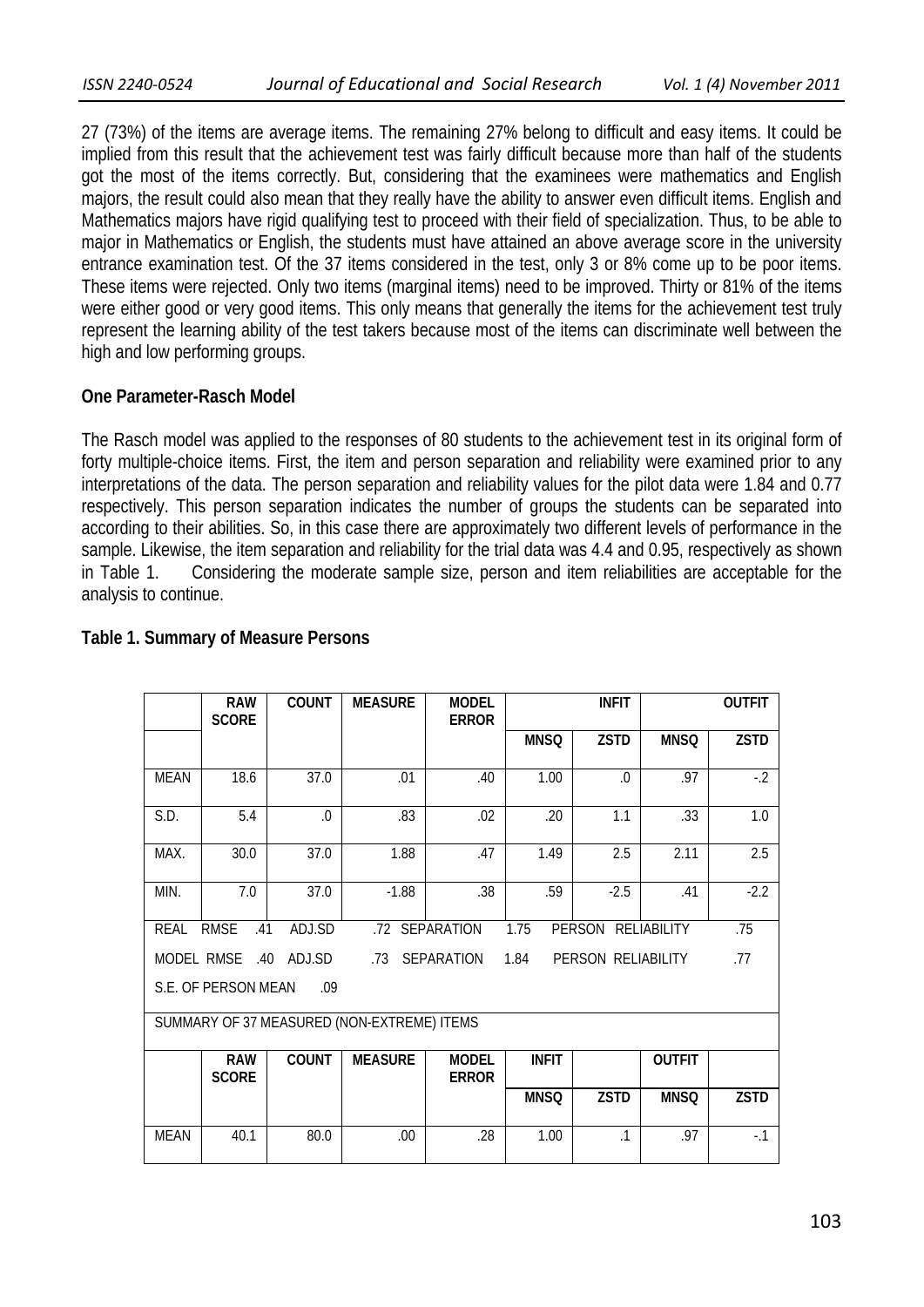27 (73%) of the items are average items. The remaining 27% belong to difficult and easy items. It could be implied from this result that the achievement test was fairly difficult because more than half of the students got the most of the items correctly. But, considering that the examinees were mathematics and English majors, the result could also mean that they really have the ability to answer even difficult items. English and Mathematics majors have rigid qualifying test to proceed with their field of specialization. Thus, to be able to major in Mathematics or English, the students must have attained an above average score in the university entrance examination test. Of the 37 items considered in the test, only 3 or 8% come up to be poor items. These items were rejected. Only two items (marginal items) need to be improved. Thirty or 81% of the items were either good or very good items. This only means that generally the items for the achievement test truly represent the learning ability of the test takers because most of the items can discriminate well between the high and low performing groups.

**One Parameter-Rasch Model**

The Rasch model was applied to the responses of 80 students to the achievement test in its original form of forty multiple-choice items. First, the item and person separation and reliability were examined prior to any interpretations of the data. The person separation and reliability values for the pilot data were 1.84 and 0.77 respectively. This person separation indicates the number of groups the students can be separated into according to their abilities. So, in this case there are approximately two different levels of performance in the sample. Likewise, the item separation and reliability for the trial data was 4.4 and 0.95, respectively as shown in Table 1. Considering the moderate sample size, person and item reliabilities are acceptable for the analysis to continue.

**Table 1. Summary of Measure Persons**

| | RAW SCORE | COUNT | MEASURE | MODEL ERROR | INFIT | | OUTFIT | |
|---|---|---|---|---|---|---|---|---|
| | | | | | MNSQ | ZSTD | MNSQ | ZSTD |
| MEAN | 18.6 | 37.0 | .01 | .40 | 1.00 | .0 | .97 | -.2 |
| S.D. | 5.4 | .0 | .83 | .02 | .20 | 1.1 | .33 | 1.0 |
| MAX. | 30.0 | 37.0 | 1.88 | .47 | 1.49 | 2.5 | 2.11 | 2.5 |
| MIN. | 7.0 | 37.0 | -1.88 | .38 | .59 | -2.5 | .41 | -2.2 |
| REAL RMSE .41 ADJ.SD .72 SEPARATION 1.75 PERSON RELIABILITY .75 | | | | | | | | |
| MODEL RMSE .40 ADJ.SD .73 SEPARATION 1.84 PERSON RELIABILITY .77 | | | | | | | | |
| S.E. OF PERSON MEAN .09 | | | | | | | | |
| SUMMARY OF 37 MEASURED (NON-EXTREME) ITEMS | | | | | | | | |
| | RAW SCORE | COUNT | MEASURE | MODEL ERROR | INFIT | | OUTFIT | |
| | | | | | MNSQ | ZSTD | MNSQ | ZSTD |
| MEAN | 40.1 | 80.0 | .00 | .28 | 1.00 | .1 | .97 | -.1 |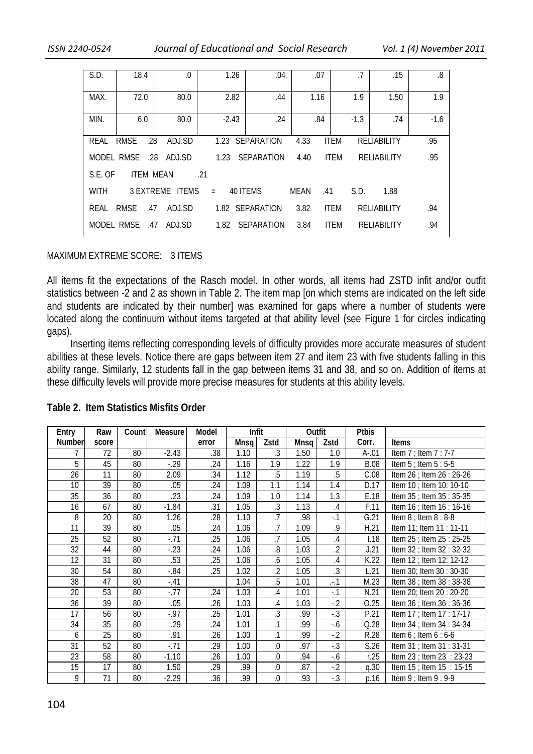| S.D. | 18.4 | .0 | 1.26 | .04 | .07 | .7 | .15 | .8 |
|---|---|---|---|---|---|---|---|---|
| MAX. | 72.0 | 80.0 | 2.82 | .44 | 1.16 | 1.9 | 1.50 | 1.9 |
| MIN. | 6.0 | 80.0 | -2.43 | .24 | .84 | -1.3 | .74 | -1.6 |
| REAL RMSE .28 | ADJ.SD | 1.23 | SEPARATION | 4.33 | ITEM | RELIABILITY | | .95 |
| MODEL RMSE .28 | ADJ.SD | 1.23 | SEPARATION | 4.40 | ITEM | RELIABILITY | | .95 |
| S.E. OF | ITEM MEAN | .21 | | | | | | |
| WITH | 3 EXTREME ITEMS | = | 40 ITEMS | MEAN | .41 | S.D. | 1.88 | |
| REAL RMSE .47 | ADJ.SD | 1.82 | SEPARATION | 3.82 | ITEM | RELIABILITY | | .94 |
| MODEL RMSE .47 | ADJ.SD | 1.82 | SEPARATION | 3.84 | ITEM | RELIABILITY | | .94 |

MAXIMUM EXTREME SCORE: 3 ITEMS

All items fit the expectations of the Rasch model. In other words, all items had ZSTD infit and/or outfit statistics between -2 and 2 as shown in Table 2. The item map [on which stems are indicated on the left side and students are indicated by their number] was examined for gaps where a number of students were located along the continuum without items targeted at that ability level (see Figure 1 for circles indicating gaps).

Inserting items reflecting corresponding levels of difficulty provides more accurate measures of student abilities at these levels. Notice there are gaps between item 27 and item 23 with five students falling in this ability range. Similarly, 12 students fall in the gap between items 31 and 38, and so on. Addition of items at these difficulty levels will provide more precise measures for students at this ability levels.

**Table 2. Item Statistics Misfits Order**

| Entry Number | Raw score | Count | Measure | Model error | Infit Mnsq | Infit Zstd | Outfit Mnsq | Outfit Zstd | Ptbis Corr. | Items |
|---|---|---|---|---|---|---|---|---|---|---|
| 7 | 72 | 80 | -2.43 | .38 | 1.10 | .3 | 1.50 | 1.0 | A-.01 | Item 7 ; Item 7 : 7-7 |
| 5 | 45 | 80 | -.29 | .24 | 1.16 | 1.9 | 1.22 | 1.9 | B.08 | Item 5 ; Item 5 : 5-5 |
| 26 | 11 | 80 | 2.09 | .34 | 1.12 | .5 | 1.19 | .5 | C.08 | Item 26 ; Item 26 : 26-26 |
| 10 | 39 | 80 | .05 | .24 | 1.09 | 1.1 | 1.14 | 1.4 | D.17 | Item 10 ; Item 10: 10-10 |
| 35 | 36 | 80 | .23 | .24 | 1.09 | 1.0 | 1.14 | 1.3 | E.18 | Item 35 ; Item 35 : 35-35 |
| 16 | 67 | 80 | -1.84 | .31 | 1.05 | .3 | 1.13 | .4 | F.11 | Item 16 ; Item 16 : 16-16 |
| 8 | 20 | 80 | 1.26 | .28 | 1.10 | .7 | .98 | -.1 | G.21 | Item 8 ; Item 8 : 8-8 |
| 11 | 39 | 80 | .05 | .24 | 1.06 | .7 | 1.09 | .9 | H.21 | Item 11; Item 11 : 11-11 |
| 25 | 52 | 80 | -.71 | .25 | 1.06 | .7 | 1.05 | .4 | I.18 | Item 25 ; Item 25 : 25-25 |
| 32 | 44 | 80 | -.23 | .24 | 1.06 | .8 | 1.03 | .2 | J.21 | Item 32 ; Item 32 : 32-32 |
| 12 | 31 | 80 | .53 | .25 | 1.06 | .6 | 1.05 | .4 | K.22 | Item 12 ; Item 12: 12-12 |
| 30 | 54 | 80 | -.84 | .25 | 1.02 | .2 | 1.05 | .3 | L.21 | Item 30; Item 30 : 30-30 |
| 38 | 47 | 80 | -.41 | | 1.04 | .5 | 1.01 | .-.1 | M.23 | Item 38 ; Item 38 : 38-38 |
| 20 | 53 | 80 | -.77 | .24 | 1.03 | .4 | 1.01 | -.1 | N.21 | Item 20; Item 20 : 20-20 |
| 36 | 39 | 80 | .05 | .26 | 1.03 | .4 | 1.03 | -.2 | O.25 | Item 36 ; Item 36 : 36-36 |
| 17 | 56 | 80 | -.97 | .25 | 1.01 | .3 | .99 | -.3 | P.21 | Item 17 ; Item 17 : 17-17 |
| 34 | 35 | 80 | .29 | .24 | 1.01 | .1 | .99 | -.6 | Q.28 | Item 34 ; Item 34 : 34-34 |
| 6 | 25 | 80 | .91 | .26 | 1.00 | .1 | .99 | -.2 | R.28 | Item 6 ; Item 6 : 6-6 |
| 31 | 52 | 80 | -.71 | .29 | 1.00 | .0 | .97 | -.3 | S.26 | Item 31 ; Item 31 : 31-31 |
| 23 | 58 | 80 | -1.10 | .26 | 1.00 | .0 | .94 | -.6 | r.25 | Item 23 ; Item 23 : 23-23 |
| 15 | 17 | 80 | 1.50 | .29 | .99 | .0 | .87 | -.2 | q.30 | Item 15 ; Item 15 : 15-15 |
| 9 | 71 | 80 | -2.29 | .36 | .99 | .0 | .93 | -.3 | p.16 | Item 9 ; Item 9 : 9-9 |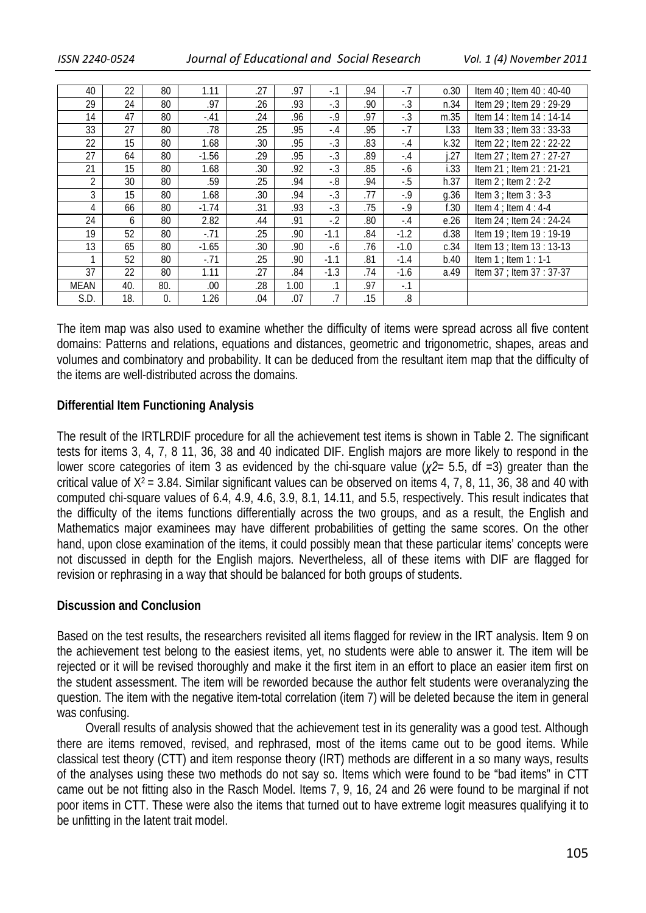| 40 | 22 | 80 | 1.11 | .27 | .97 | -.1 | .94 | -.7 | o.30 | Item 40 ; Item 40 : 40-40 |
|---|---|---|---|---|---|---|---|---|---|---|
| 29 | 24 | 80 | .97 | .26 | .93 | -.3 | .90 | -.3 | n.34 | Item 29 ; Item 29 : 29-29 |
| 14 | 47 | 80 | -.41 | .24 | .96 | -.9 | .97 | -.3 | m.35 | Item 14 : Item 14 : 14-14 |
| 33 | 27 | 80 | .78 | .25 | .95 | -.4 | .95 | -.7 | l.33 | Item 33 ; Item 33 : 33-33 |
| 22 | 15 | 80 | 1.68 | .30 | .95 | -.3 | .83 | -.4 | k.32 | Item 22 ; Item 22 : 22-22 |
| 27 | 64 | 80 | -1.56 | .29 | .95 | -.3 | .89 | -.4 | j.27 | Item 27 ; Item 27 : 27-27 |
| 21 | 15 | 80 | 1.68 | .30 | .92 | -.3 | .85 | -.6 | i.33 | Item 21 ; Item 21 : 21-21 |
| 2 | 30 | 80 | .59 | .25 | .94 | -.8 | .94 | -.5 | h.37 | Item 2 ; Item 2 : 2-2 |
| 3 | 15 | 80 | 1.68 | .30 | .94 | -.3 | .77 | -.9 | g.36 | Item 3 ; Item 3 : 3-3 |
| 4 | 66 | 80 | -1.74 | .31 | .93 | -.3 | .75 | -.9 | f.30 | Item 4 ; Item 4 : 4-4 |
| 24 | 6 | 80 | 2.82 | .44 | .91 | -.2 | .80 | -.4 | e.26 | Item 24 ; Item 24 : 24-24 |
| 19 | 52 | 80 | -.71 | .25 | .90 | -1.1 | .84 | -1.2 | d.38 | Item 19 ; Item 19 : 19-19 |
| 13 | 65 | 80 | -1.65 | .30 | .90 | -.6 | .76 | -1.0 | c.34 | Item 13 ; Item 13 : 13-13 |
| 1 | 52 | 80 | -.71 | .25 | .90 | -1.1 | .81 | -1.4 | b.40 | Item 1 ; Item 1 : 1-1 |
| 37 | 22 | 80 | 1.11 | .27 | .84 | -1.3 | .74 | -1.6 | a.49 | Item 37 ; Item 37 : 37-37 |
| MEAN | 40. | 80. | .00 | .28 | 1.00 | .1 | .97 | -.1 | | |
| S.D. | 18. | 0. | 1.26 | .04 | .07 | .7 | .15 | .8 | | |

The item map was also used to examine whether the difficulty of items were spread across all five content domains: Patterns and relations, equations and distances, geometric and trigonometric, shapes, areas and volumes and combinatory and probability. It can be deduced from the resultant item map that the difficulty of the items are well-distributed across the domains.

**Differential Item Functioning Analysis**

The result of the IRTLRDIF procedure for all the achievement test items is shown in Table 2. The significant tests for items 3, 4, 7, 8 11, 36, 38 and 40 indicated DIF. English majors are more likely to respond in the lower score categories of item 3 as evidenced by the chi-square value ($\chi 2$= 5.5, df =3) greater than the critical value of $X^2$ = 3.84. Similar significant values can be observed on items 4, 7, 8, 11, 36, 38 and 40 with computed chi-square values of 6.4, 4.9, 4.6, 3.9, 8.1, 14.11, and 5.5, respectively. This result indicates that the difficulty of the items functions differentially across the two groups, and as a result, the English and Mathematics major examinees may have different probabilities of getting the same scores. On the other hand, upon close examination of the items, it could possibly mean that these particular items' concepts were not discussed in depth for the English majors. Nevertheless, all of these items with DIF are flagged for revision or rephrasing in a way that should be balanced for both groups of students.

**Discussion and Conclusion**

Based on the test results, the researchers revisited all items flagged for review in the IRT analysis. Item 9 on the achievement test belong to the easiest items, yet, no students were able to answer it. The item will be rejected or it will be revised thoroughly and make it the first item in an effort to place an easier item first on the student assessment. The item will be reworded because the author felt students were overanalyzing the question. The item with the negative item-total correlation (item 7) will be deleted because the item in general was confusing.

Overall results of analysis showed that the achievement test in its generality was a good test. Although there are items removed, revised, and rephrased, most of the items came out to be good items. While classical test theory (CTT) and item response theory (IRT) methods are different in a so many ways, results of the analyses using these two methods do not say so. Items which were found to be "bad items" in CTT came out be not fitting also in the Rasch Model. Items 7, 9, 16, 24 and 26 were found to be marginal if not poor items in CTT. These were also the items that turned out to have extreme logit measures qualifying it to be unfitting in the latent trait model.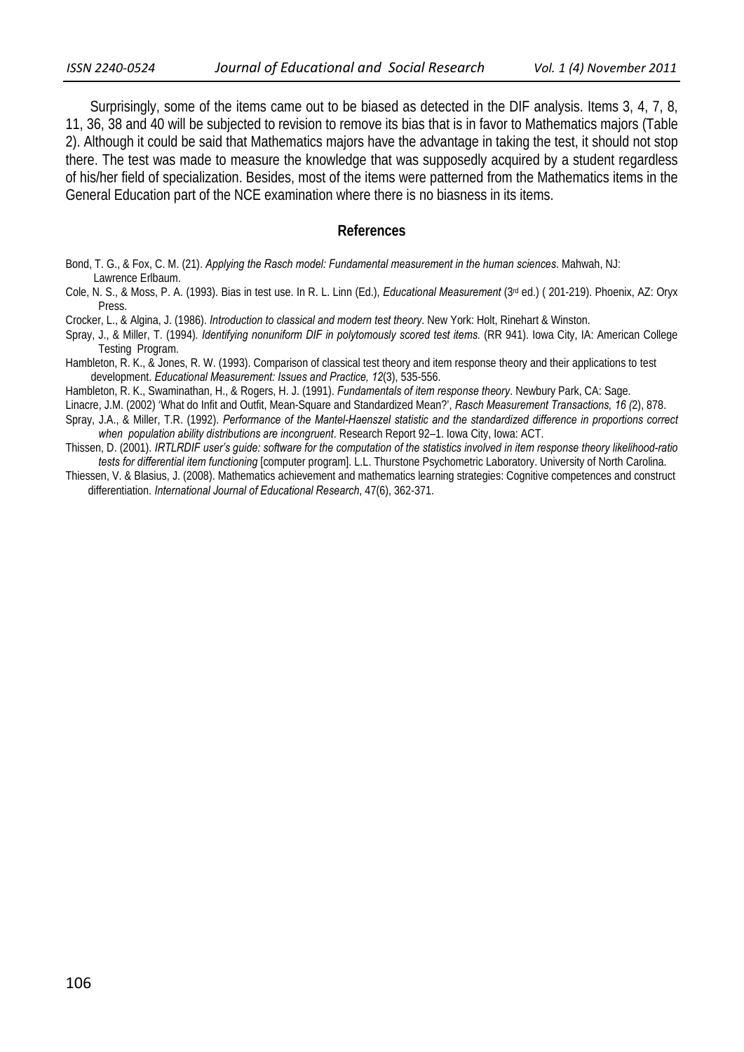Surprisingly, some of the items came out to be biased as detected in the DIF analysis. Items 3, 4, 7, 8, 11, 36, 38 and 40 will be subjected to revision to remove its bias that is in favor to Mathematics majors (Table 2). Although it could be said that Mathematics majors have the advantage in taking the test, it should not stop there. The test was made to measure the knowledge that was supposedly acquired by a student regardless of his/her field of specialization. Besides, most of the items were patterned from the Mathematics items in the General Education part of the NCE examination where there is no biasness in its items.

## References

Bond, T. G., & Fox, C. M. (21). *Applying the Rasch model: Fundamental measurement in the human sciences*. Mahwah, NJ: Lawrence Erlbaum.

Cole, N. S., & Moss, P. A. (1993). Bias in test use. In R. L. Linn (Ed.), *Educational Measurement* (3rd ed.) ( 201-219). Phoenix, AZ: Oryx Press.

Crocker, L., & Algina, J. (1986). *Introduction to classical and modern test theory*. New York: Holt, Rinehart & Winston.

Spray, J., & Miller, T. (1994). *Identifying nonuniform DIF in polytomously scored test items.* (RR 941). Iowa City, IA: American College Testing Program.

Hambleton, R. K., & Jones, R. W. (1993). Comparison of classical test theory and item response theory and their applications to test development. *Educational Measurement: Issues and Practice, 12*(3), 535-556.

Hambleton, R. K., Swaminathan, H., & Rogers, H. J. (1991). *Fundamentals of item response theory*. Newbury Park, CA: Sage.

Linacre, J.M. (2002) 'What do Infit and Outfit, Mean-Square and Standardized Mean?', *Rasch Measurement Transactions, 16 (2*), 878.

Spray, J.A., & Miller, T.R. (1992). *Performance of the Mantel-Haenszel statistic and the standardized difference in proportions correct when population ability distributions are incongruent*. Research Report 92–1. Iowa City, Iowa: ACT.

Thissen, D. (2001). *IRTLRDIF user's guide: software for the computation of the statistics involved in item response theory likelihood-ratio tests for differential item functioning* [computer program]. L.L. Thurstone Psychometric Laboratory. University of North Carolina.

Thiessen, V. & Blasius, J. (2008). Mathematics achievement and mathematics learning strategies: Cognitive competences and construct differentiation. *International Journal of Educational Research*, 47(6), 362-371.